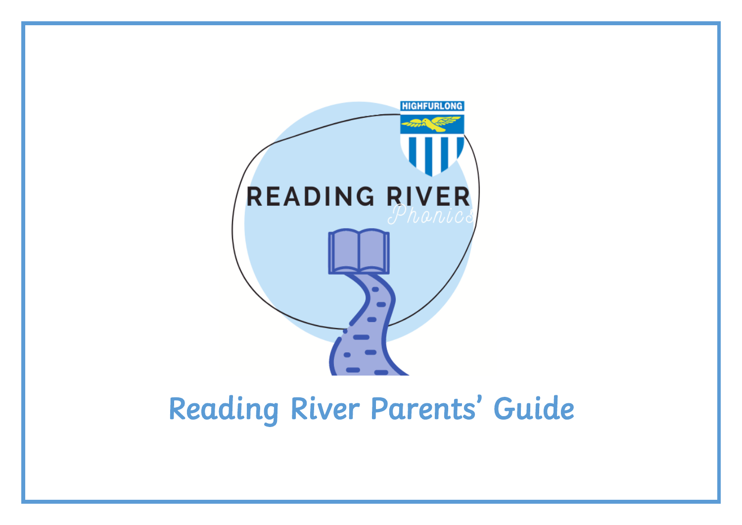HIGHFURLONG

READING RIVER

Phonics

# Reading River Parents' Guide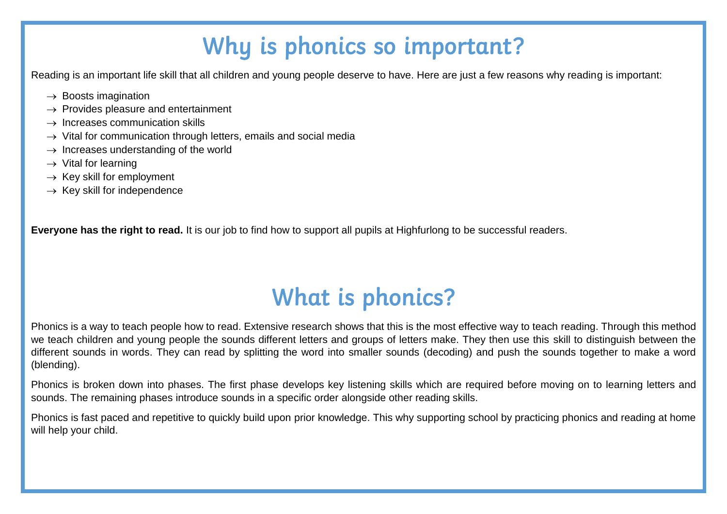# Why is phonics so important?

Reading is an important life skill that all children and young people deserve to have. Here are just a few reasons why reading is important:

- → Boosts imagination
- → Provides pleasure and entertainment
- → Increases communication skills
- → Vital for communication through letters, emails and social media
- → Increases understanding of the world
- → Vital for learning
- → Key skill for employment
- → Key skill for independence

**Everyone has the right to read.** It is our job to find how to support all pupils at Highfurlong to be successful readers.

# What is phonics?

Phonics is a way to teach people how to read. Extensive research shows that this is the most effective way to teach reading. Through this method we teach children and young people the sounds different letters and groups of letters make. They then use this skill to distinguish between the different sounds in words. They can read by splitting the word into smaller sounds (decoding) and push the sounds together to make a word (blending).

Phonics is broken down into phases. The first phase develops key listening skills which are required before moving on to learning letters and sounds. The remaining phases introduce sounds in a specific order alongside other reading skills.

Phonics is fast paced and repetitive to quickly build upon prior knowledge. This why supporting school by practicing phonics and reading at home will help your child.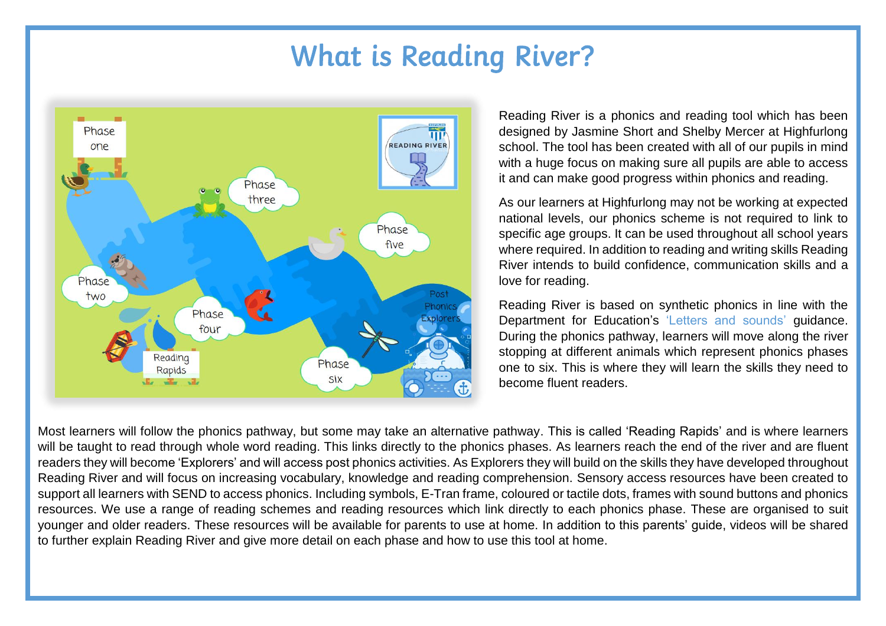# What is Reading River?

Reading River is a phonics and reading tool which has been designed by Jasmine Short and Shelby Mercer at Highfurlong school. The tool has been created with all of our pupils in mind with a huge focus on making sure all pupils are able to access it and can make good progress within phonics and reading.

As our learners at Highfurlong may not be working at expected national levels, our phonics scheme is not required to link to specific age groups. It can be used throughout all school years where required. In addition to reading and writing skills Reading River intends to build confidence, communication skills and a love for reading.

Reading River is based on synthetic phonics in line with the Department for Education's 'Letters and sounds' guidance. During the phonics pathway, learners will move along the river stopping at different animals which represent phonics phases one to six. This is where they will learn the skills they need to become fluent readers.

Most learners will follow the phonics pathway, but some may take an alternative pathway. This is called 'Reading Rapids' and is where learners will be taught to read through whole word reading. This links directly to the phonics phases. As learners reach the end of the river and are fluent readers they will become 'Explorers' and will access post phonics activities. As Explorers they will build on the skills they have developed throughout Reading River and will focus on increasing vocabulary, knowledge and reading comprehension. Sensory access resources have been created to support all learners with SEND to access phonics. Including symbols, E-Tran frame, coloured or tactile dots, frames with sound buttons and phonics resources. We use a range of reading schemes and reading resources which link directly to each phonics phase. These are organised to suit younger and older readers. These resources will be available for parents to use at home. In addition to this parents' guide, videos will be shared to further explain Reading River and give more detail on each phase and how to use this tool at home.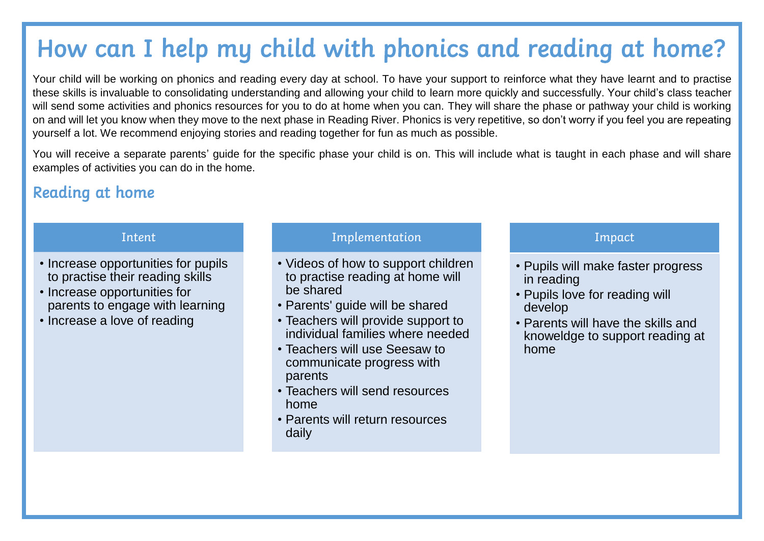# How can I help my child with phonics and reading at home?

Your child will be working on phonics and reading every day at school. To have your support to reinforce what they have learnt and to practise these skills is invaluable to consolidating understanding and allowing your child to learn more quickly and successfully. Your child's class teacher will send some activities and phonics resources for you to do at home when you can. They will share the phase or pathway your child is working on and will let you know when they move to the next phase in Reading River. Phonics is very repetitive, so don't worry if you feel you are repeating yourself a lot. We recommend enjoying stories and reading together for fun as much as possible.

You will receive a separate parents' guide for the specific phase your child is on. This will include what is taught in each phase and will share examples of activities you can do in the home.

## Reading at home

### Intent

- Increase opportunities for pupils to practise their reading skills
- Increase opportunities for parents to engage with learning
- Increase a love of reading

### Implementation

- Videos of how to support children to practise reading at home will be shared
- Parents' guide will be shared
- Teachers will provide support to individual families where needed
- Teachers will use Seesaw to communicate progress with parents
- Teachers will send resources home
- Parents will return resources daily

### Impact

- Pupils will make faster progress in reading
- Pupils love for reading will develop
- Parents will have the skills and knoweldge to support reading at home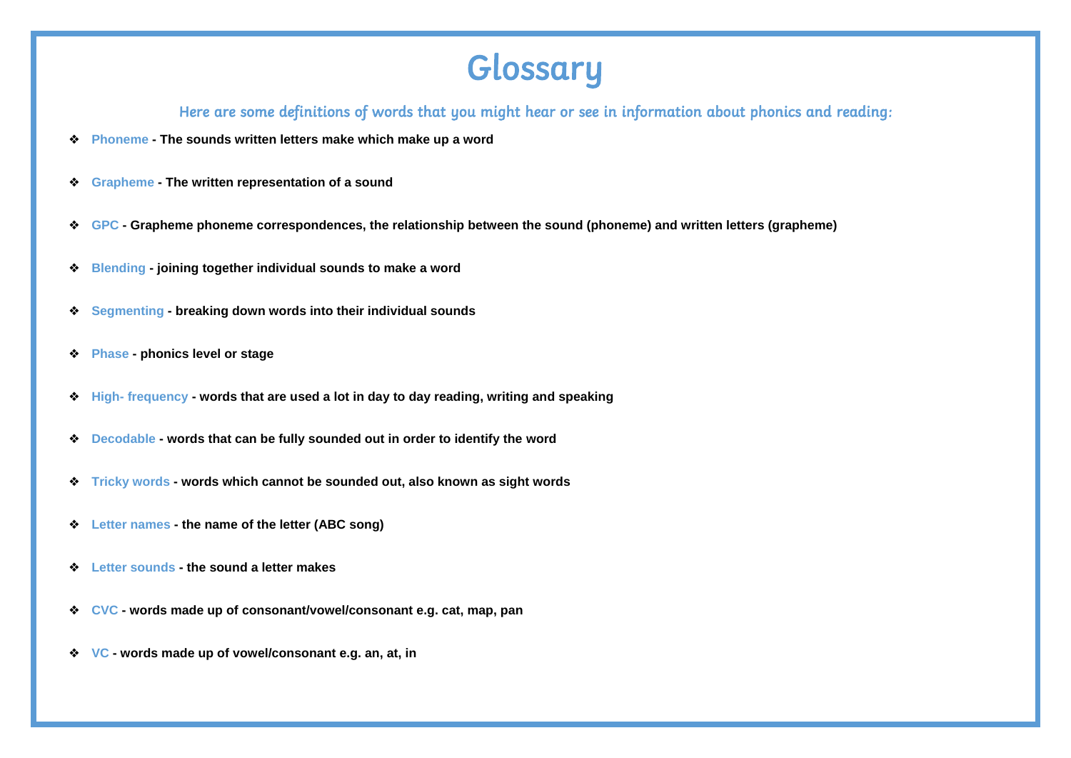# Glossary

*Here are some definitions of words that you might hear or see in information about phonics and reading:*

- **Phoneme - The sounds written letters make which make up a word**
- **Grapheme - The written representation of a sound**
- **GPC - Grapheme phoneme correspondences, the relationship between the sound (phoneme) and written letters (grapheme)**
- **Blending - joining together individual sounds to make a word**
- **Segmenting - breaking down words into their individual sounds**
- **Phase - phonics level or stage**
- **High- frequency - words that are used a lot in day to day reading, writing and speaking**
- **Decodable - words that can be fully sounded out in order to identify the word**
- **Tricky words - words which cannot be sounded out, also known as sight words**
- **Letter names - the name of the letter (ABC song)**
- **Letter sounds - the sound a letter makes**
- **CVC - words made up of consonant/vowel/consonant e.g. cat, map, pan**
- **VC - words made up of vowel/consonant e.g. an, at, in**